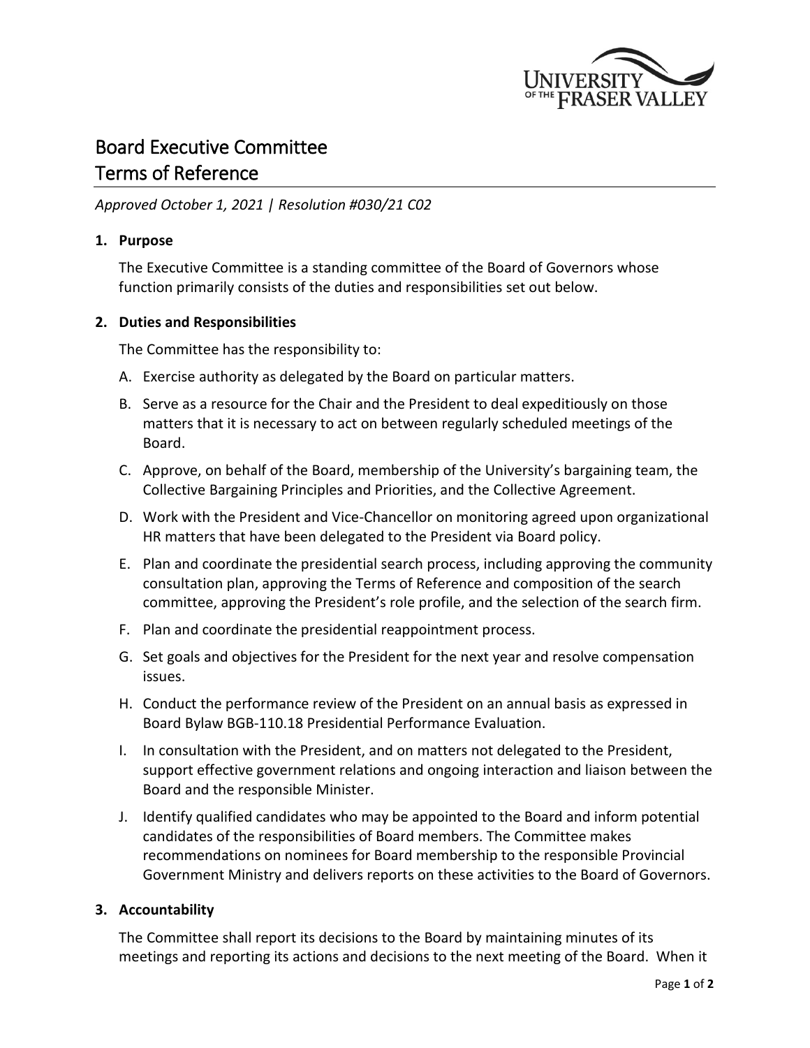# Board Executive Committee
# Terms of Reference

*Approved October 1, 2021 | Resolution #030/21 C02*

## 1. Purpose

The Executive Committee is a standing committee of the Board of Governors whose function primarily consists of the duties and responsibilities set out below.

## 2. Duties and Responsibilities

The Committee has the responsibility to:

A. Exercise authority as delegated by the Board on particular matters.

B. Serve as a resource for the Chair and the President to deal expeditiously on those matters that it is necessary to act on between regularly scheduled meetings of the Board.

C. Approve, on behalf of the Board, membership of the University's bargaining team, the Collective Bargaining Principles and Priorities, and the Collective Agreement.

D. Work with the President and Vice-Chancellor on monitoring agreed upon organizational HR matters that have been delegated to the President via Board policy.

E. Plan and coordinate the presidential search process, including approving the community consultation plan, approving the Terms of Reference and composition of the search committee, approving the President's role profile, and the selection of the search firm.

F. Plan and coordinate the presidential reappointment process.

G. Set goals and objectives for the President for the next year and resolve compensation issues.

H. Conduct the performance review of the President on an annual basis as expressed in Board Bylaw BGB-110.18 Presidential Performance Evaluation.

I. In consultation with the President, and on matters not delegated to the President, support effective government relations and ongoing interaction and liaison between the Board and the responsible Minister.

J. Identify qualified candidates who may be appointed to the Board and inform potential candidates of the responsibilities of Board members. The Committee makes recommendations on nominees for Board membership to the responsible Provincial Government Ministry and delivers reports on these activities to the Board of Governors.

## 3. Accountability

The Committee shall report its decisions to the Board by maintaining minutes of its meetings and reporting its actions and decisions to the next meeting of the Board. When it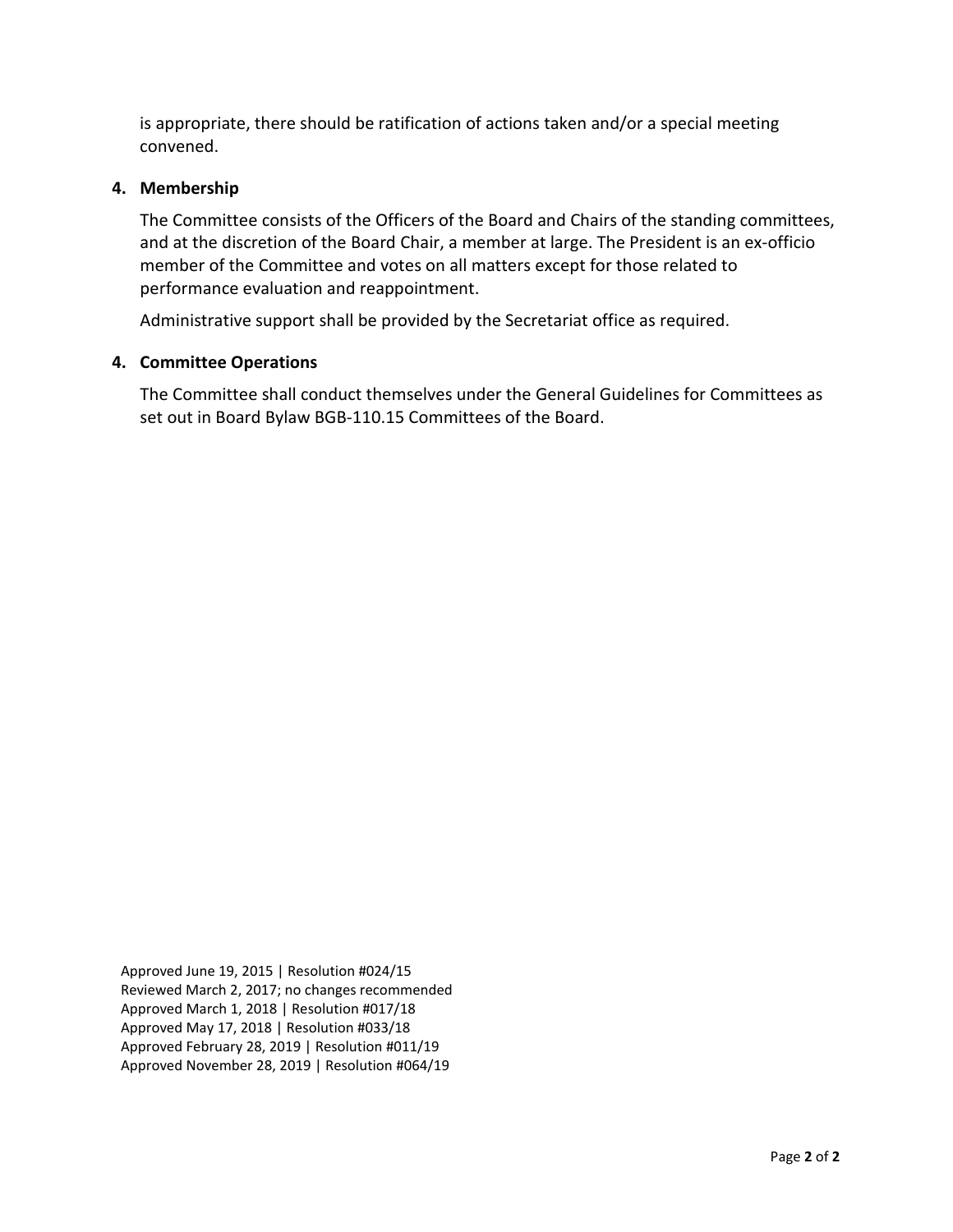is appropriate, there should be ratification of actions taken and/or a special meeting convened.

**4. Membership**

The Committee consists of the Officers of the Board and Chairs of the standing committees, and at the discretion of the Board Chair, a member at large. The President is an ex-officio member of the Committee and votes on all matters except for those related to performance evaluation and reappointment.

Administrative support shall be provided by the Secretariat office as required.

**4. Committee Operations**

The Committee shall conduct themselves under the General Guidelines for Committees as set out in Board Bylaw BGB-110.15 Committees of the Board.

Approved June 19, 2015 | Resolution #024/15
Reviewed March 2, 2017; no changes recommended
Approved March 1, 2018 | Resolution #017/18
Approved May 17, 2018 | Resolution #033/18
Approved February 28, 2019 | Resolution #011/19
Approved November 28, 2019 | Resolution #064/19